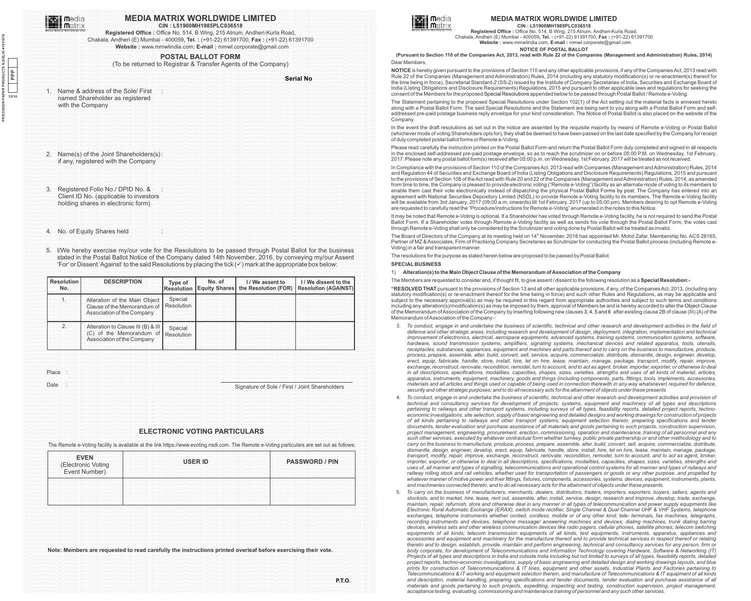# MEDIA MATRIX WORLDWIDE LIMITED

**CIN : L51900MH1985PLC036518**

**Registered Office :** Office No. 514, B Wing, 215 Atrium, Andheri-Kurla Road, Chakala, Andheri (E) Mumbai - 400059, **Tel. :** (+91-22) 61391700, **Fax :** (+91-22) 61391700

**Website :** www.mmwlindia.com; **E-mail :** mmwl.corporate@gmail.com

## POSTAL BALLOT FORM

(To be returned to Registrar & Transfer Agents of the Company)

**Serial No**

1. Name & address of the Sole/ First named Shareholder as registered with the Company :

2. Name(s) of the Joint Shareholders(s) if any, registered with the Company :

3. Registered Folio No./ DPID No. & Client ID No. (applicable to investors holding shares in electronic form) :

4. No. of Equity Shares held :

5. I/We hereby exercise my/our vote for the Resolutions to be passed through Postal Ballot for the business stated in the Postal Ballot Notice of the Company dated 14th November, 2016, by conveying my/our Assent 'For' or Dissent 'Against' to the said Resolutions by placing the tick (✓) mark at the appropriate box below:

| Resolution No. | DESCRIPTION | Type of Resolution | No. of Equity Shares | I / We assent to the Resolution (FOR) | I / We dissent to the Resolution (AGAINST) |
|---|---|---|---|---|---|
| 1. | Alteration of the Main Object Clause of the Memorandum of Association of the Company | Special Resolution | | | |
| 2. | Alteration to Clause III (B) & III (C) of the Memorandum of Association of the Company | Special Resolution | | | |

Place :

Date :

Signature of Sole / First / Joint Shareholders

## ELECTRONIC VOTING PARTICULARS

The Remote e-Voting facility is available at the link https://www.evoting.nsdl.com. The Remote e-Voting particulars are set out as follows;

| EVEN (Electronic Voting Event Number) | USER ID | PASSWORD / PIN |
|---|---|---|
| | | |

**Note: Members are requested to read carefully the instructions printed overleaf before exercising their vote.**

P.T.O.

# MEDIA MATRIX WORLDWIDE LIMITED

**CIN : L51900MH1985PLC036518**

**Registered Office :** Office No. 514, B Wing, 215 Atrium, Andheri-Kurla Road, Chakala, Andheri (E) Mumbai - 400059, **Tel. :** (+91-22) 61391700, **Fax :** (+91-22) 61391700

**Website :** www.mmwlindia.com; **E-mail :** mmwl.corporate@gmail.com

## NOTICE OF POSTAL BALLOT

**(Pursuant to Section 110 of the Companies Act, 2013, read with Rule 22 of the Companies (Management and Administration) Rules, 2014)**

Dear Members,

**NOTICE** is hereby given pursuant to the provisions of Section 110 and any other applicable provisions, if any of the Companies Act, 2013 read with Rule 22 of the Companies (Management and Administration) Rules, 2014 (including any statutory modification(s) or re-enactment(s) thereof for the time being in force), Secretarial Standard-2 (SS-2) issued by the Institute of Company Secretaries of India, Securities and Exchange Board of India (Listing Obligations and Disclosure Requirements) Regulations, 2015 and pursuant to other applicable laws and regulations for seeking the consent of the Members for the proposed Special Resolutions appended below to be passed through Postal Ballot / Remote e-Voting.

The Statement pertaining to the proposed Special Resolutions under Section 102(1) of the Act setting out the material facts is annexed hereto along with a Postal Ballot Form. The said Special Resolutions and the Statement are being sent to you along with a Postal Ballot Form and self-addressed pre-paid postage business reply envelope for your kind consideration. The Notice of Postal Ballot is also placed on the website of the Company.

In the event the draft resolutions as set out in the notice are assented by the requisite majority by means of Remote e-Voting or Postal Ballot (whichever mode of voting Shareholders opts for), they shall be deemed to have been passed on the last date specified by the Company for receipt of duly completed postal ballot forms or Remote e-Voting.

Please read carefully the instruction printed on the Postal Ballot Form and return the Postal Ballot Form duly completed and signed in all respects in the enclosed self-addressed pre-paid postage envelope, so as to reach the scrutinizer on or before 05:00 P.M. on Wednesday, 1st February, 2017. Please note any postal ballot form(s) received after 05:00 p.m. on Wednesday, 1st February, 2017 will be treated as not received.

In Compliance with the provisions of Section 110 of the Companies Act, 2013 read with Companies (Management and Administration) Rules, 2014 and Regulation 44 of Securities and Exchange Board of India (Listing Obligations and Disclosure Requirements) Regulations, 2015 and pursuant to the provisions of Section 108 of the Act read with Rule 20 and 22 of the Companies (Management and Administration) Rules, 2014, as amended from time to time, the Company is pleased to provide electronic voting ("Remote e-Voting") facility as an alternate mode of voting to its members to enable them cast their vote electronically instead of dispatching the physical Postal Ballot Forms by post. The Company has entered into an agreement with National Securities Depository Limited (NSDL) to provide Remote e-Voting facility to its members. The Remote e-Voting facility will be available from 3rd January, 2017 (09:00 a.m. onwards) till 1st February, 2017 (up to 05:00 pm). Members desiring to opt Remote e-Voting are requested to carefully read the "Procedure/instructions for Remote e-Voting" enumerated in the notes to this Notice.

It may be noted that Remote e-Voting is optional. If a Shareholder has voted through Remote e-Voting facility, he is not required to send the Postal Ballot Form. If a Shareholder votes through Remote e-Voting facility as well as sends his vote through the Postal Ballot Form, the votes cast through Remote e-Voting shall only be considered by the Scrutinizer and voting done by Postal Ballot will be treated as invalid.

The Board of Directors of the Company at its meeting held on 14th November, 2016 has appointed Mr. Mohd Zafar, Membership No. ACS 28165, Partner of MZ & Associates, Firm of Practising Company Secretaries as Scrutinizer for conducting the Postal Ballot process (including Remote e-Voting) in a fair and transparent manner.

The resolutions for the purpose as stated herein below are proposed to be passed by Postal Ballot:

**SPECIAL BUSINESS**

1) **Alteration(s) to the Main Object Clause of the Memorandum of Association of the Company**

The Members are requested to consider and, if thought fit, to give assent / dissent to the following resolution as a **Special Resolution:-**

**"RESOLVED THAT** pursuant to the provisions of Section 13 and all other applicable provisions, if any, of the Companies Act, 2013, (including any statutory modification(s) or re-enactment thereof for the time being in force) and such other Rules and Regulations, as may be applicable and subject to the necessary approval(s) as may be required in this regard from appropriate authorities and subject to such terms and conditions including any alteration(s)/modification(s) as may be imposed by them, approval of Members be and is hereby accorded to alter the Object Clause of the Memorandum of Association of the Company by inserting following new clauses 3, 4, 5 and 6 after existing clause 2B of clause (III) (A) of the Memorandum of Association of the Company:-

3. *To conduct, engage in and undertake the business of scientific, technical and other research and development activities in the field of defence and other strategic areas, including research and development of design, deployment, integration, implementation and technical improvement of electronics, electrical, aerospace equipments, advanced systems, training systems, communication systems, software, hardware, sound transmission systems, amplifiers, signaling systems, mechanical devices and related apparatus, tools, utensils, receptacles, substances, appliances, equipment and machines and parts thereof and to carry on the business to manufacture, produce, process, prepare, assemble, alter, build, convert, sell, service, acquire, commercialize, distribute, dismantle, design, engineer, develop, erect, equip, fabricate, handle, store, install, hire, let on hire, lease, maintain, manage, package, transport, modify, repair, improve, exchange, reconstruct, renovate, recondition, remodel, turn to account, and to act as agent, broker, importer, exporter, or otherwise to deal in all descriptions, specifications, modalities, capacities, shapes, sizes, varieties, strengths and uses of all kinds of materiel, articles, apparatus, instruments, equipment, machinery, goods and things (including components, parts, fittings, tools, implements, accessories, materials and all articles and things used or capable of being used in connection therewith in any way whatsoever) required for defence, security and other strategic purposes; and to do all necessary acts for the attainment of objects under these presents*

4. *To conduct, engage in and undertake the business of scientific, technical and other research and development activities and provision of technical and consultancy services for development of projects, systems, equipment and machinery of all types and descriptions pertaining to railways and other transport systems, including surveys of all types, feasibility reports, detailed project reports, techno-economic investigations, site selection, supply of basic engineering and detailed designs and working drawings for construction of projects of all kinds pertaining to railways and other transport systems, equipment selection therein, preparing specifications and tender documents, tender evaluation and purchase assistance of all materials and goods pertaining to such projects, construction supervision, project management, engineering, procurement, erection, commissioning, operation and maintenance, training of all personnel and any such other services, executed by whatever contractual form whether turnkey, public private partnership or and other methodology and to carry on the business to manufacture, produce, process, prepare, assemble, alter, build, convert, sell, acquire, commercialize, distribute, dismantle, design, engineer, develop, erect, equip, fabricate, handle, store, install, hire, let on hire, lease, maintain, manage, package, transport, modify, repair, improve, exchange, reconstruct, renovate, recondition, remodel, turn to account, and to act as agent, broker, importer, exporter, or otherwise to deal in all descriptions, specifications, modalities, capacities, shapes, sizes, varieties, strengths and uses of, all manner and types of signalling, telecommunications and operational control systems for all manner and types of railways and railway rolling stock and rail vehicles, whether used for transportation of passengers or goods or any other purpose, and propelled by whatever manner of motive power and their fittings, fixtures, components, accessories, systems, devices, equipment, instruments, plants, and machineries connected thereto, and to do all necessary acts for the attainment of objects under these presents.*

5. *To carry on the business of manufacturers, merchants, dealers, distributors, traders, importers, exporters, buyers, sellers, agents and stockists, and to market, hire, lease, rent out, assemble, alter, install, service, design, research and improve, develop, trade, exchange, maintain, repair, refurnish, store and otherwise deal in any manner in all types of telecommunication and power supply equipments like Electronic Rural Automatic Exchange (ERAX), switch mode rectifier, Single Channel & Dual Channel UHF & VHF Systems, telephone exchanges, telephone instruments whether corded, cordless, mobile or of any other kind; tele- terminals, fax machines, telegraphs, recording instruments and devices, telephone message/ answering machines and devices; dialing machines, trunk dialing barring devices, wireless sets and other wireless communication devices like radio pagers, cellular phones, satellite phones; telecom switching equipments of all kinds; telecom transmission equipments of all kinds, test equipments, instruments, apparatus, appliances and accessories and equipment and machinery for the manufacture thereof and to provide technical services in respect thereof or relating thereto and to design, establish, provide, maintain and perform engineering, technical and consultancy services for any person, firm or body corporate, for development of Telecommunications and Information Technology covering Hardware, Software & Networking (IT) Projects of all types and descriptions in India and outside India including but not limited to surveys of all types, feasibility reports, detailed project reports, techno-economic investigations, supply of basic engineering and detailed design and working drawings layouts, and blue prints for construction of Telecommunications & IT lines, equipment and other assets, Industrial Plants and Factories pertaining to Telecommunications & IT working and equipment selection therein, and manufacture of Telecommunications & IT equipment of all kinds and description, material handling, preparing specifications and tender documents, tender evaluation and purchase assistance of all materials and goods pertaining to such projects, expediting, inspecting and testing, construction supervision, project management, acceptance testing, evaluating, commissioning and maintenance training of personnel and any such other services.*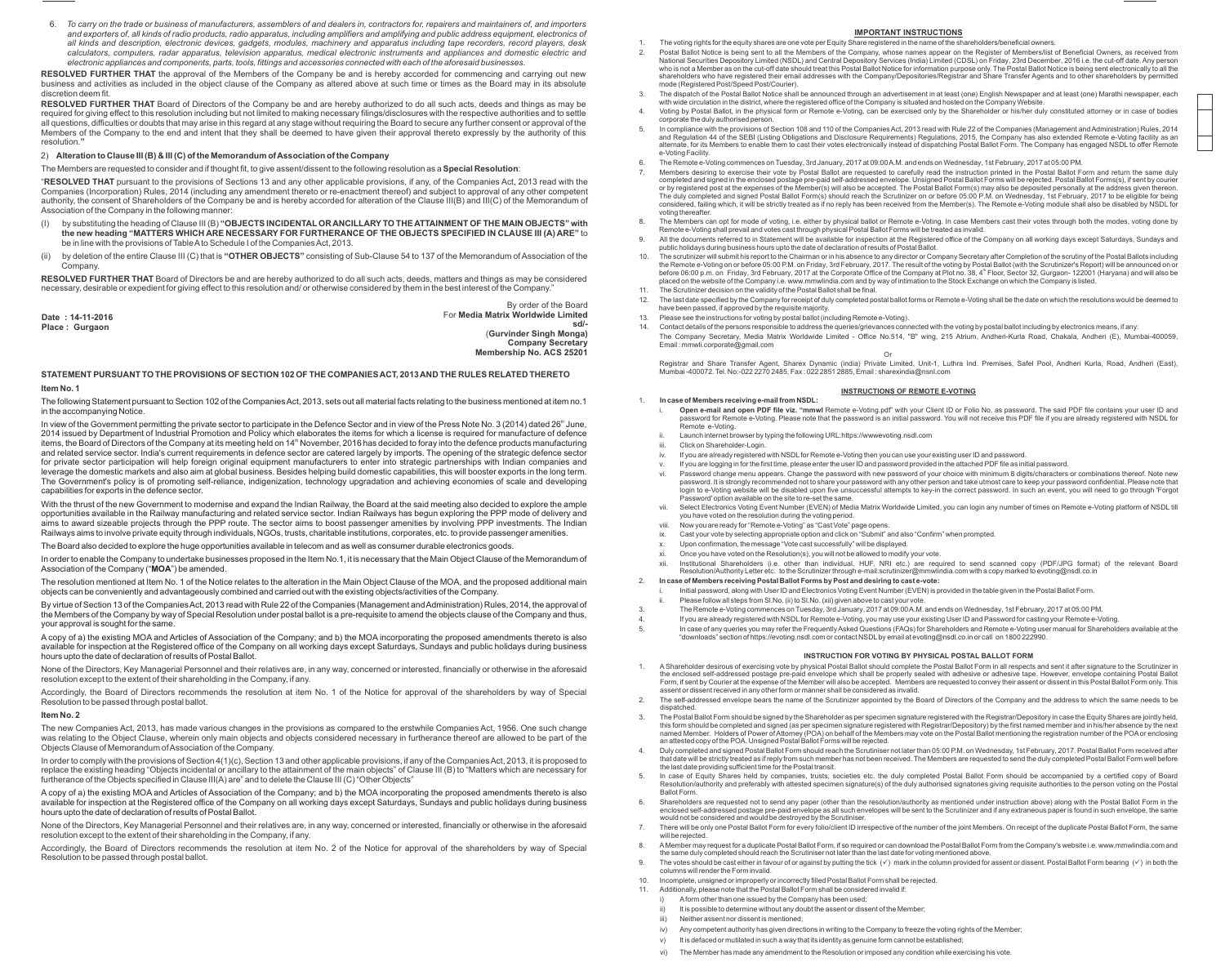6. *To carry on the trade or business of manufacturers, assemblers of and dealers in, contractors for, repairers and maintainers of, and importers and exporters of, all kinds of radio products, radio apparatus, including amplifiers and amplifying and public address equipment, electronics of all kinds and description, electronic devices, gadgets, modules, machinery and apparatus including tape recorders, record players, desk calculators, computers, radar apparatus, television apparatus, medical electronic instruments and appliances and domestic electric and electronic appliances and components, parts, tools, fittings and accessories connected with each of the aforesaid businesses.*

**RESOLVED FURTHER THAT** the approval of the Members of the Company be and is hereby accorded for commencing and carrying out new business and activities as included in the object clause of the Company as altered above at such time or times as the Board may in its absolute discretion deem fit.

**RESOLVED FURTHER THAT** Board of Directors of the Company be and are hereby authorized to do all such acts, deeds and things as may be required for giving effect to this resolution including but not limited to making necessary filings/disclosures with the respective authorities and to settle all questions, difficulties or doubts that may arise in this regard at any stage without requiring the Board to secure any further consent or approval of the Members of the Company to the end and intent that they shall be deemed to have given their approval thereto expressly by the authority of this resolution."

2) **Alteration to Clause III (B) & III (C) of the Memorandum of Association of the Company**

The Members are requested to consider and if thought fit, to give assent/dissent to the following resolution as a **Special Resolution**:

"**RESOLVED THAT** pursuant to the provisions of Sections 13 and any other applicable provisions, if any, of the Companies Act, 2013 read with the Companies (Incorporation) Rules, 2014 (including any amendment thereto or re-enactment thereof) and subject to approval of any other competent authority, the consent of Shareholders of the Company be and is hereby accorded for alteration of the Clause III(B) and III(C) of the Memorandum of Association of the Company in the following manner:

(I) by substituting the heading of Clause III (B) **"OBJECTS INCIDENTAL OR ANCILLARY TO THE ATTAINMENT OF THE MAIN OBJECTS" with the new heading "MATTERS WHICH ARE NECESSARY FOR FURTHERANCE OF THE OBJECTS SPECIFIED IN CLAUSE III (A) ARE"** to be in line with the provisions of Table A to Schedule I of the Companies Act, 2013.

(ii) by deletion of the entire Clause III (C) that is **"OTHER OBJECTS"** consisting of Sub-Clause 54 to 137 of the Memorandum of Association of the Company.

**RESOLVED FURTHER THAT** Board of Directors be and are hereby authorized to do all such acts, deeds, matters and things as may be considered necessary, desirable or expedient for giving effect to this resolution and/ or otherwise considered by them in the best interest of the Company."

**Date : 14-11-2016**
**Place : Gurgaon**

By order of the Board
For **Media Matrix Worldwide Limited**
**sd/-**
(**Gurvinder Singh Monga**)
**Company Secretary**
**Membership No. ACS 25201**

## STATEMENT PURSUANT TO THE PROVISIONS OF SECTION 102 OF THE COMPANIES ACT, 2013 AND THE RULES RELATED THERETO

### Item No. 1

The following Statement pursuant to Section 102 of the Companies Act, 2013, sets out all material facts relating to the business mentioned at item no.1 in the accompanying Notice.

In view of the Government permitting the private sector to participate in the Defence Sector and in view of the Press Note No. 3 (2014) dated 26th June, 2014 issued by Department of Industrial Promotion and Policy which elaborates the items for which a license is required for manufacture of defence items, the Board of Directors of the Company at its meeting held on 14th November, 2016 has decided to foray into the defence products manufacturing and related service sector. India's current requirements in defence sector are catered largely by imports. The opening of the strategic defence sector for private sector participation will help foreign original equipment manufacturers to enter into strategic partnerships with Indian companies and leverage the domestic markets and also aim at global business. Besides helping build domestic capabilities, this will booster exports in the long term. The Government's policy is of promoting self-reliance, indigenization, technology upgradation and achieving economies of scale and developing capabilities for exports in the defence sector.

With the thrust of the new Government to modernise and expand the Indian Railway, the Board at the said meeting also decided to explore the ample opportunities available in the Railway manufacturing and related service sector. Indian Railways has begun exploring the PPP mode of delivery and aims to award sizeable projects through the PPP route. The sector aims to boost passenger amenities by involving PPP investments. The Indian Railways aims to involve private equity through individuals, NGOs, trusts, charitable institutions, corporates, etc. to provide passenger amenities.

The Board also decided to explore the huge opportunities available in telecom and as well as consumer durable electronics goods.

In order to enable the Company to undertake businesses proposed in the Item No.1, it is necessary that the Main Object Clause of the Memorandum of Association of the Company ("**MOA**") be amended.

The resolution mentioned at Item No. 1 of the Notice relates to the alteration in the Main Object Clause of the MOA, and the proposed additional main objects can be conveniently and advantageously combined and carried out with the existing objects/activities of the Company.

By virtue of Section 13 of the Companies Act, 2013 read with Rule 22 of the Companies (Management and Administration) Rules, 2014, the approval of the Members of the Company by way of Special Resolution under postal ballot is a pre-requisite to amend the objects clause of the Company and thus, your approval is sought for the same.

A copy of a) the existing MOA and Articles of Association of the Company; and b) the MOA incorporating the proposed amendments thereto is also available for inspection at the Registered office of the Company on all working days except Saturdays, Sundays and public holidays during business hours upto the date of declaration of results of Postal Ballot.

None of the Directors, Key Managerial Personnel and their relatives are, in any way, concerned or interested, financially or otherwise in the aforesaid resolution except to the extent of their shareholding in the Company, if any.

Accordingly, the Board of Directors recommends the resolution at item No. 1 of the Notice for approval of the shareholders by way of Special Resolution to be passed through postal ballot.

### Item No. 2

The new Companies Act, 2013, has made various changes in the provisions as compared to the erstwhile Companies Act, 1956. One such change was relating to the Object Clause, wherein only main objects and objects considered necessary in furtherance thereof are allowed to be part of the Objects Clause of Memorandum of Association of the Company.

In order to comply with the provisions of Section 4(1)(c), Section 13 and other applicable provisions, if any of the Companies Act, 2013, it is proposed to replace the existing heading "Objects incidental or ancillary to the attainment of the main objects" of Clause III (B) to "Matters which are necessary for furtherance of the Objects specified in Clause III(A) are" and to delete the Clause III (C) "Other Objects"

A copy of a) the existing MOA and Articles of Association of the Company; and b) the MOA incorporating the proposed amendments thereto is also available for inspection at the Registered office of the Company on all working days except Saturdays, Sundays and public holidays during business hours upto the date of declaration of results of Postal Ballot.

None of the Directors, Key Managerial Personnel and their relatives are, in any way, concerned or interested, financially or otherwise in the aforesaid resolution except to the extent of their shareholding in the Company, if any.

Accordingly, the Board of Directors recommends the resolution at item No. 2 of the Notice for approval of the shareholders by way of Special Resolution to be passed through postal ballot.

## IMPORTANT INSTRUCTIONS

1. The voting rights for the equity shares are one vote per Equity Share registered in the name of the shareholders/beneficial owners.
2. Postal Ballot Notice is being sent to all the Members of the Company, whose names appear on the Register of Members/list of Beneficial Owners, as received from National Securities Depository Limited (NSDL) and Central Depository Services (India) Limited (CDSL) on Friday, 23rd December, 2016 i.e. the cut-off date. Any person who is not a Member as on the cut-off date should treat this Postal Ballot Notice for information purpose only. The Postal Ballot Notice is being sent electronically to all the shareholders who have registered their email addresses with the Company/Depositories/Registrar and Share Transfer Agents and to other shareholders by permitted mode (Registered Post/Speed Post/Courier).
3. The dispatch of the Postal Ballot Notice shall be announced through an advertisement in at least (one) English Newspaper and at least (one) Marathi newspaper, each with wide circulation in the district, where the registered office of the Company is situated and hosted on the Company Website.
4. Voting by Postal Ballot, in the physical form or Remote e-Voting, can be exercised only by the Shareholder or his/her duly constituted attorney or in case of bodies corporate the duly authorised person.
5. In compliance with the provisions of Section 108 and 110 of the Companies Act, 2013 read with Rule 22 of the Companies (Management and Administration) Rules, 2014 and Regulation 44 of the SEBI (Listing Obligations and Disclosure Requirements) Regulations, 2015, the Company has also extended Remote e-Voting facility as an alternate, for its Members to enable them to cast their votes electronically instead of dispatching Postal Ballot Form. The Company has engaged NSDL to offer Remote e-Voting Facility.
6. The Remote e-Voting commences on Tuesday, 3rd January, 2017 at 09:00 A.M. and ends on Wednesday, 1st February, 2017 at 05:00 PM.
7. Members desiring to exercise their vote by Postal Ballot are requested to carefully read the instruction printed in the Postal Ballot Form and return the same duly completed and signed in the enclosed postage pre-paid self-addressed envelope. Unsigned Postal Ballot Forms will be rejected. Postal Ballot Forms(s), if sent by courier or by registered post at the expenses of the Member(s) will also be accepted. The Postal Ballot Form(s) may also be deposited personally at the address given thereon. The duly completed and signed Postal Ballot Form(s) should reach the Scrutinizer on or before 05:00 P.M. on Wednesday, 1st February, 2017 to be eligible for being considered, failing which, it will be strictly treated as if no reply has been received from the Member(s). The Remote e-Voting module shall also be disabled by NSDL for voting thereafter.
8. The Members can opt for mode of voting, i.e. either by physical ballot or Remote e-Voting. In case Members cast their votes through both the modes, voting done by Remote e-Voting shall prevail and votes cast through physical Postal Ballot Forms will be treated as invalid.
9. All the documents referred to in Statement will be available for inspection at the Registered office of the Company on all working days except Saturdays, Sundays and public holidays during business hours upto the date of declaration of results of Postal Ballot.
10. The scrutinizer will submit his report to the Chairman or in his absence to any director or Company Secretary after Completion of the scrutiny of the Postal Ballots including the Remote e-Voting on or before 05:00 P.M. on Friday, 3rd February, 2017. The result of the voting by Postal Ballot (with the Scrutinizer's Report) will be announced on or before 06:00 p.m. on Friday, 3rd February, 2017 at the Corporate Office of the Company at Plot no. 38, 4th Floor, Sector 32, Gurgaon- 122001 (Haryana) and will also be placed on the website of the Company i.e. www.mmwlindia.com and by way of intimation to the Stock Exchange on which the Company is listed.
11. The Scrutinizer decision on the validity of the Postal Ballot shall be final.
12. The last date specified by the Company for receipt of duly completed postal ballot forms or Remote e-Voting shall be the date on which the resolutions would be deemed to have been passed, if approved by the requisite majority.
13. Please see the instructions for voting by postal ballot (including Remote e-Voting).
14. Contact details of the persons responsible to address the queries/grievances connected with the voting by postal ballot including by electronics means, if any:

    The Company Secretary, Media Matrix Worldwide Limited - Office No.514, "B" wing, 215 Atrium, Andheri-Kurla Road, Chakala, Andheri (E), Mumbai-400059, Email : mmwli.corporate@gmail.com

    Or

    Registrar and Share Transfer Agent, Sharex Dynamic (india) Private Limited, Unit-1, Luthra Ind. Premises, Safel Pool, Andheri Kurla, Road, Andheri (East), Mumbai -400072. Tel. No:-022 2270 2485, Fax : 022 2851 2885, Email : sharexindia@nsnl.com

## INSTRUCTIONS OF REMOTE E-VOTING

1. **In case of Members receiving e-mail from NSDL:**
   i. **Open e-mail and open PDF file viz. "mmwl** Remote e-Voting.pdf" with your Client ID or Folio No. as password. The said PDF file contains your user ID and password for Remote e-Voting. Please note that the password is an initial password. You will not receive this PDF file if you are already registered with NSDL for Remote e-Voting.
   ii. Launch internet browser by typing the following URL:https://wwwevoting.nsdl.com
   iii. Click on Shareholder-Login.
   iv. If you are already registered with NSDL for Remote e-Voting then you can use your existing user ID and password.
   v. If you are logging in for the first time, please enter the user ID and password provided in the attached PDF file as initial password.
   vi. Password change menu appears. Change the password with new password of your choice with minimum 8 digits/characters or combinations thereof. Note new password. It is strongly recommended not to share your password with any other person and take utmost care to keep your password confidential. Please note that login to e-Voting website will be disabled upon five unsuccessful attempts to key-in the correct password. In such an event, you will need to go through 'Forgot Password' option available on the site to re-set the same.
   vii. Select Electronics Voting Event Number (EVEN) of Media Matrix Worldwide Limited, you can login any number of times on Remote e-Voting platform of NSDL till you have voted on the resolution during the voting period.
   viii. Now you are ready for "Remote e-Voting" as "Cast Vote" page opens.
   ix. Cast your vote by selecting appropriate option and click on "Submit" and also "Confirm" when prompted.
   x. Upon confirmation, the message "Vote cast successfully" will be displayed.
   xi. Once you have voted on the Resolution(s), you will not be allowed to modify your vote.
   xii. Institutional Shareholders (i.e. other than individual, HUF, NRI etc.) are required to send scanned copy (PDF/JPG format) of the relevant Board Resolution/Authority Letter etc. to the Scrutinizer through e-mail:scrutinizer@mmwlindia.com with a copy marked to evoting@nsdl.co.in
2. **In case of Members receiving Postal Ballot Forms by Post and desiring to cast e-vote:**
   i. Initial password, along with User ID and Electronics Voting Event Number (EVEN) is provided in the table given in the Postal Ballot Form.
   ii. Please follow all steps from Sl.No. (ii) to Sl.No. (xii) given above to cast your vote.
3. The Remote e-Voting commences on Tuesday, 3rd January, 2017 at 09:00 A.M. and ends on Wednesday, 1st February, 2017 at 05:00 PM.
4. If you are already registered with NSDL for Remote e-Voting, you may use your existing User ID and Password for casting your Remote e-Voting.
5. In case of any queries you may refer the Frequently Asked Questions (FAQs) for Shareholders and Remote e-Voting user manual for Shareholders available at the "downloads" section of https://evoting.nsdl.com or contact NSDL by email at evoting@nsdl.co.in or call on 1800 222990.

## INSTRUCTION FOR VOTING BY PHYSICAL POSTAL BALLOT FORM

1. A Shareholder desirous of exercising vote by physical Postal Ballot should complete the Postal Ballot Form in all respects and sent it after signature to the Scrutinizer in the enclosed self-addressed postage pre-paid envelope which shall be properly sealed with adhesive or adhesive tape. However, envelope containing Postal Ballot Form, if sent by Courier at the expense of the Member will also be accepted. Members are requested to convey their assent or dissent in this Postal Ballot Form only. This assent or dissent received in any other form or manner shall be considered as invalid.
2. The self-addressed envelope bears the name of the Scrutinizer appointed by the Board of Directors of the Company and the address to which the same needs to be dispatched.
3. The Postal Ballot Form should be signed by the Shareholder as per specimen signature registered with the Registrar/Depository in case the Equity Shares are jointly held, this form should be completed and signed (as per specimen signature registered with Registrar/Depository) by the first named member and in his/her absence by the next named Member. Holders of Power of Attorney (POA) on behalf of the Members may vote on the Postal Ballot mentioning the registration number of the POA or enclosing an attested copy of the POA. Unsigned Postal Ballot Forms will be rejected.
4. Duly completed and signed Postal Ballot Form should reach the Scrutiniser not later than 05:00 P.M. on Wednesday, 1st February, 2017. Postal Ballot Form received after that date will be strictly treated as if reply from such member has not been received. The Members are requested to send the duly completed Postal Ballot Form well before the last date providing sufficient time for the Postal transit.
5. In case of Equity Shares held by companies, trusts, societies etc. the duly completed Postal Ballot Form should be accompanied by a certified copy of Board Resolution/authority and preferably with attested specimen signature(s) of the duly authorised signatories giving requisite authorities to the person voting on the Postal Ballot Form.
6. Shareholders are requested not to send any paper (other than the resolution/authority as mentioned under instruction above) along with the Postal Ballot Form in the enclosed self-addressed postage pre-paid envelope as all such envelopes will be sent to the Scrutinizer and if any extraneous paper is found in such envelope, the same would not be considered and would be destroyed by the Scrutiniser.
7. There will be only one Postal Ballot Form for every folio/client ID irrespective of the number of the joint Members. On receipt of the duplicate Postal Ballot Form, the same will be rejected.
8. A Member may request for a duplicate Postal Ballot Form, if so required or can download the Postal Ballot Form from the Company's website i.e. www.mmwlindia.com and the same duly completed should reach the Scrutiniser not later than the last date for voting mentioned above.
9. The votes should be cast either in favour of or against by putting the tick (✓) mark in the column provided for assent or dissent. Postal Ballot Form bearing (✓) in both the columns will render the Form invalid.
10. Incomplete, unsigned or improperly or incorrectly filled Postal Ballot Form shall be rejected.
11. Additionally, please note that the Postal Ballot Form shall be considered invalid if:
    i) A form other than one issued by the Company has been used;
    ii) It is possible to determine without any doubt the assent or dissent of the Member;
    iii) Neither assent nor dissent is mentioned;
    iv) Any competent authority has given directions in writing to the Company to freeze the voting rights of the Member;
    v) It is defaced or mutilated in such a way that its identity as genuine form cannot be established;
    vi) The Member has made any amendment to the Resolution or imposed any condition while exercising his vote.